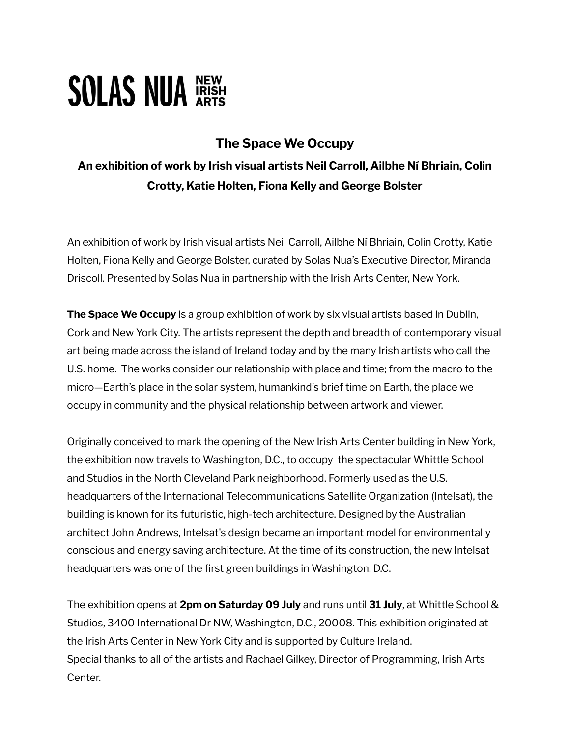# SOLAS NUA NEW IRISH ARTS

## The Space We Occupy

### An exhibition of work by Irish visual artists Neil Carroll, Ailbhe Ní Bhriain, Colin Crotty, Katie Holten, Fiona Kelly and George Bolster

An exhibition of work by Irish visual artists Neil Carroll, Ailbhe Ní Bhriain, Colin Crotty, Katie Holten, Fiona Kelly and George Bolster, curated by Solas Nua's Executive Director, Miranda Driscoll. Presented by Solas Nua in partnership with the Irish Arts Center, New York.

**The Space We Occupy** is a group exhibition of work by six visual artists based in Dublin, Cork and New York City. The artists represent the depth and breadth of contemporary visual art being made across the island of Ireland today and by the many Irish artists who call the U.S. home. The works consider our relationship with place and time; from the macro to the micro—Earth's place in the solar system, humankind's brief time on Earth, the place we occupy in community and the physical relationship between artwork and viewer.

Originally conceived to mark the opening of the New Irish Arts Center building in New York, the exhibition now travels to Washington, D.C., to occupy the spectacular Whittle School and Studios in the North Cleveland Park neighborhood. Formerly used as the U.S. headquarters of the International Telecommunications Satellite Organization (Intelsat), the building is known for its futuristic, high-tech architecture. Designed by the Australian architect John Andrews, Intelsat's design became an important model for environmentally conscious and energy saving architecture. At the time of its construction, the new Intelsat headquarters was one of the first green buildings in Washington, D.C.

The exhibition opens at **2pm on Saturday 09 July** and runs until **31 July**, at Whittle School & Studios, 3400 International Dr NW, Washington, D.C., 20008. This exhibition originated at the Irish Arts Center in New York City and is supported by Culture Ireland.
Special thanks to all of the artists and Rachael Gilkey, Director of Programming, Irish Arts Center.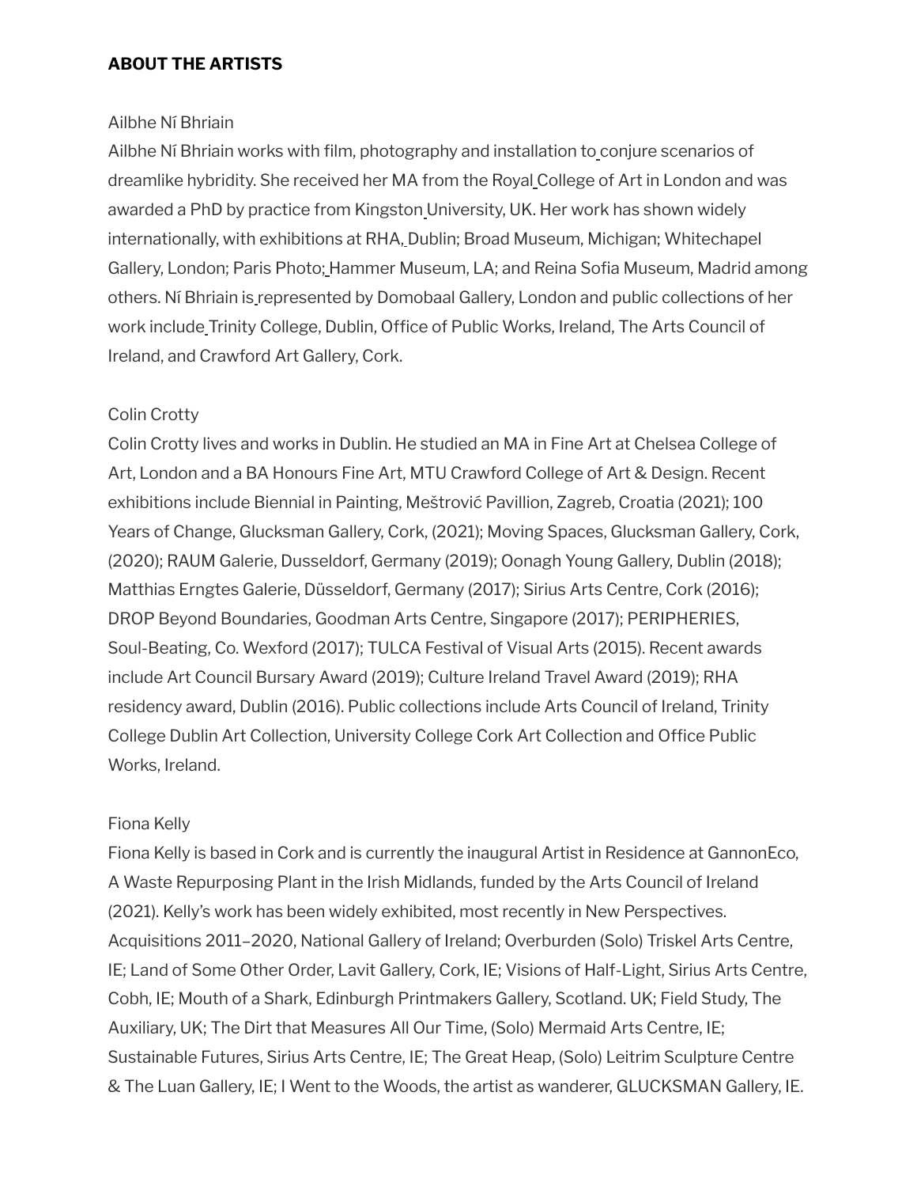**ABOUT THE ARTISTS**

Ailbhe Ní Bhriain

Ailbhe Ní Bhriain works with film, photography and installation to conjure scenarios of dreamlike hybridity. She received her MA from the Royal College of Art in London and was awarded a PhD by practice from Kingston University, UK. Her work has shown widely internationally, with exhibitions at RHA, Dublin; Broad Museum, Michigan; Whitechapel Gallery, London; Paris Photo; Hammer Museum, LA; and Reina Sofia Museum, Madrid among others. Ní Bhriain is represented by Domobaal Gallery, London and public collections of her work include Trinity College, Dublin, Office of Public Works, Ireland, The Arts Council of Ireland, and Crawford Art Gallery, Cork.

Colin Crotty

Colin Crotty lives and works in Dublin. He studied an MA in Fine Art at Chelsea College of Art, London and a BA Honours Fine Art, MTU Crawford College of Art & Design. Recent exhibitions include Biennial in Painting, Meštrović Pavillion, Zagreb, Croatia (2021); 100 Years of Change, Glucksman Gallery, Cork, (2021); Moving Spaces, Glucksman Gallery, Cork, (2020); RAUM Galerie, Dusseldorf, Germany (2019); Oonagh Young Gallery, Dublin (2018); Matthias Erngtes Galerie, Düsseldorf, Germany (2017); Sirius Arts Centre, Cork (2016); DROP Beyond Boundaries, Goodman Arts Centre, Singapore (2017); PERIPHERIES, Soul-Beating, Co. Wexford (2017); TULCA Festival of Visual Arts (2015). Recent awards include Art Council Bursary Award (2019); Culture Ireland Travel Award (2019); RHA residency award, Dublin (2016). Public collections include Arts Council of Ireland, Trinity College Dublin Art Collection, University College Cork Art Collection and Office Public Works, Ireland.

Fiona Kelly

Fiona Kelly is based in Cork and is currently the inaugural Artist in Residence at GannonEco, A Waste Repurposing Plant in the Irish Midlands, funded by the Arts Council of Ireland (2021). Kelly's work has been widely exhibited, most recently in New Perspectives. Acquisitions 2011–2020, National Gallery of Ireland; Overburden (Solo) Triskel Arts Centre, IE; Land of Some Other Order, Lavit Gallery, Cork, IE; Visions of Half-Light, Sirius Arts Centre, Cobh, IE; Mouth of a Shark, Edinburgh Printmakers Gallery, Scotland. UK; Field Study, The Auxiliary, UK; The Dirt that Measures All Our Time, (Solo) Mermaid Arts Centre, IE; Sustainable Futures, Sirius Arts Centre, IE; The Great Heap, (Solo) Leitrim Sculpture Centre & The Luan Gallery, IE; I Went to the Woods, the artist as wanderer, GLUCKSMAN Gallery, IE.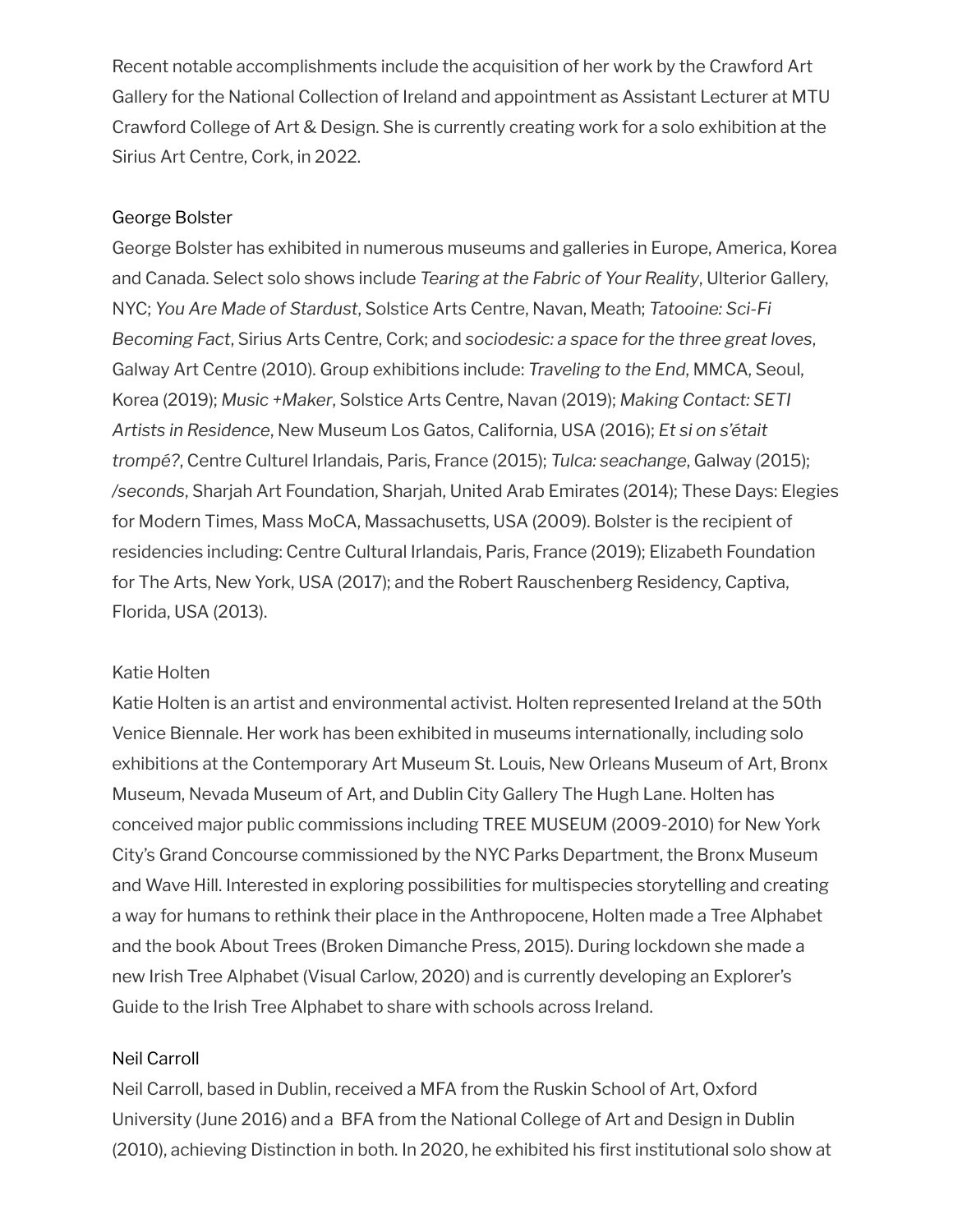Recent notable accomplishments include the acquisition of her work by the Crawford Art Gallery for the National Collection of Ireland and appointment as Assistant Lecturer at MTU Crawford College of Art & Design. She is currently creating work for a solo exhibition at the Sirius Art Centre, Cork, in 2022.

George Bolster

George Bolster has exhibited in numerous museums and galleries in Europe, America, Korea and Canada. Select solo shows include *Tearing at the Fabric of Your Reality*, Ulterior Gallery, NYC; *You Are Made of Stardust*, Solstice Arts Centre, Navan, Meath; *Tatooine: Sci-Fi Becoming Fact*, Sirius Arts Centre, Cork; and *sociodesic: a space for the three great loves*, Galway Art Centre (2010). Group exhibitions include: *Traveling to the End*, MMCA, Seoul, Korea (2019); *Music +Maker*, Solstice Arts Centre, Navan (2019); *Making Contact: SETI Artists in Residence*, New Museum Los Gatos, California, USA (2016); *Et si on s'était trompé?*, Centre Culturel Irlandais, Paris, France (2015); *Tulca: seachange*, Galway (2015); */seconds*, Sharjah Art Foundation, Sharjah, United Arab Emirates (2014); These Days: Elegies for Modern Times, Mass MoCA, Massachusetts, USA (2009). Bolster is the recipient of residencies including: Centre Cultural Irlandais, Paris, France (2019); Elizabeth Foundation for The Arts, New York, USA (2017); and the Robert Rauschenberg Residency, Captiva, Florida, USA (2013).

Katie Holten

Katie Holten is an artist and environmental activist. Holten represented Ireland at the 50th Venice Biennale. Her work has been exhibited in museums internationally, including solo exhibitions at the Contemporary Art Museum St. Louis, New Orleans Museum of Art, Bronx Museum, Nevada Museum of Art, and Dublin City Gallery The Hugh Lane. Holten has conceived major public commissions including TREE MUSEUM (2009-2010) for New York City's Grand Concourse commissioned by the NYC Parks Department, the Bronx Museum and Wave Hill. Interested in exploring possibilities for multispecies storytelling and creating a way for humans to rethink their place in the Anthropocene, Holten made a Tree Alphabet and the book About Trees (Broken Dimanche Press, 2015). During lockdown she made a new Irish Tree Alphabet (Visual Carlow, 2020) and is currently developing an Explorer's Guide to the Irish Tree Alphabet to share with schools across Ireland.

Neil Carroll

Neil Carroll, based in Dublin, received a MFA from the Ruskin School of Art, Oxford University (June 2016) and a BFA from the National College of Art and Design in Dublin (2010), achieving Distinction in both. In 2020, he exhibited his first institutional solo show at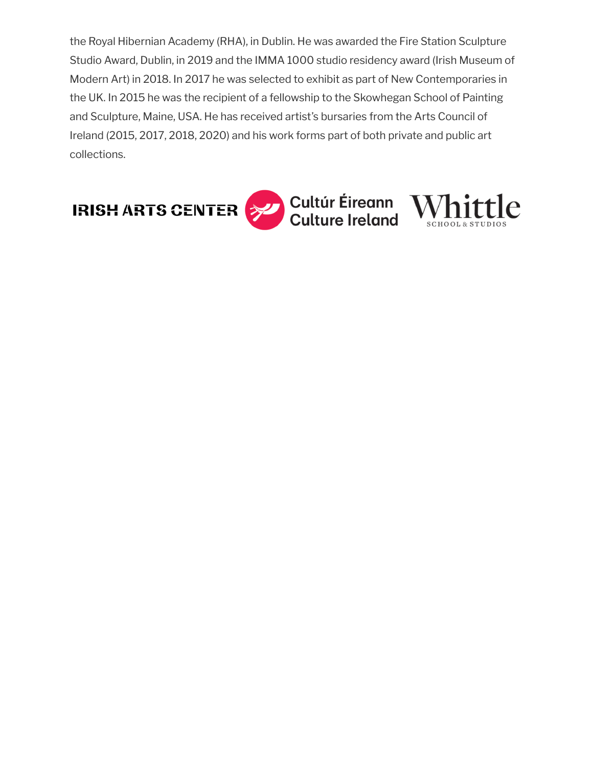the Royal Hibernian Academy (RHA), in Dublin. He was awarded the Fire Station Sculpture Studio Award, Dublin, in 2019 and the IMMA 1000 studio residency award (Irish Museum of Modern Art) in 2018. In 2017 he was selected to exhibit as part of New Contemporaries in the UK. In 2015 he was the recipient of a fellowship to the Skowhegan School of Painting and Sculpture, Maine, USA. He has received artist's bursaries from the Arts Council of Ireland (2015, 2017, 2018, 2020) and his work forms part of both private and public art collections.

IRISH ARTS CENTER

Cultúr Éireann
Culture Ireland

Whittle
SCHOOL & STUDIOS